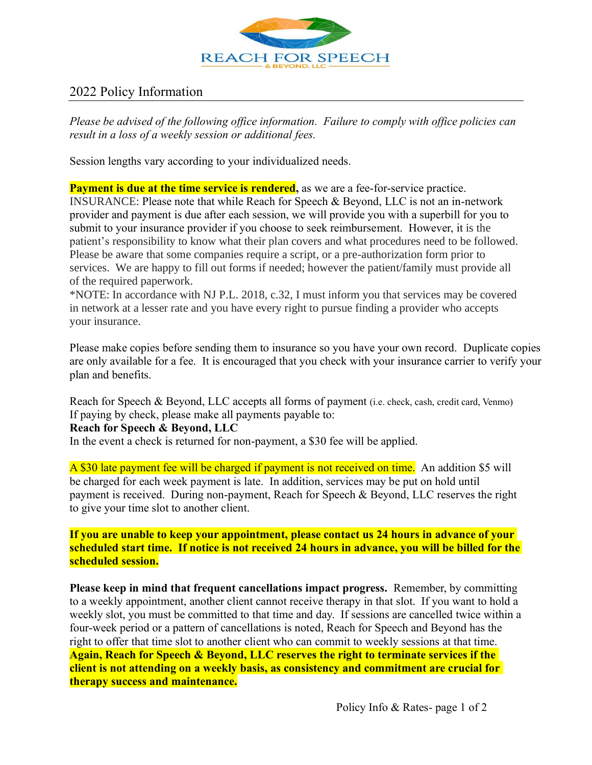# REACH FOR SPEECH & BEYOND, LLC

## 2022 Policy Information

*Please be advised of the following office information. Failure to comply with office policies can result in a loss of a weekly session or additional fees.*

Session lengths vary according to your individualized needs.

**Payment is due at the time service is rendered,** as we are a fee-for-service practice. INSURANCE: Please note that while Reach for Speech & Beyond, LLC is not an in-network provider and payment is due after each session, we will provide you with a superbill for you to submit to your insurance provider if you choose to seek reimbursement. However, it is the patient's responsibility to know what their plan covers and what procedures need to be followed. Please be aware that some companies require a script, or a pre-authorization form prior to services. We are happy to fill out forms if needed; however the patient/family must provide all of the required paperwork.
*NOTE: In accordance with NJ P.L. 2018, c.32, I must inform you that services may be covered in network at a lesser rate and you have every right to pursue finding a provider who accepts your insurance.

Please make copies before sending them to insurance so you have your own record. Duplicate copies are only available for a fee. It is encouraged that you check with your insurance carrier to verify your plan and benefits.

Reach for Speech & Beyond, LLC accepts all forms of payment (i.e. check, cash, credit card, Venmo)
If paying by check, please make all payments payable to:
**Reach for Speech & Beyond, LLC**
In the event a check is returned for non-payment, a $30 fee will be applied.

A $30 late payment fee will be charged if payment is not received on time. An addition $5 will be charged for each week payment is late. In addition, services may be put on hold until payment is received. During non-payment, Reach for Speech & Beyond, LLC reserves the right to give your time slot to another client.

**If you are unable to keep your appointment, please contact us 24 hours in advance of your scheduled start time. If notice is not received 24 hours in advance, you will be billed for the scheduled session.**

**Please keep in mind that frequent cancellations impact progress.** Remember, by committing to a weekly appointment, another client cannot receive therapy in that slot. If you want to hold a weekly slot, you must be committed to that time and day. If sessions are cancelled twice within a four-week period or a pattern of cancellations is noted, Reach for Speech and Beyond has the right to offer that time slot to another client who can commit to weekly sessions at that time. **Again, Reach for Speech & Beyond, LLC reserves the right to terminate services if the client is not attending on a weekly basis, as consistency and commitment are crucial for therapy success and maintenance.**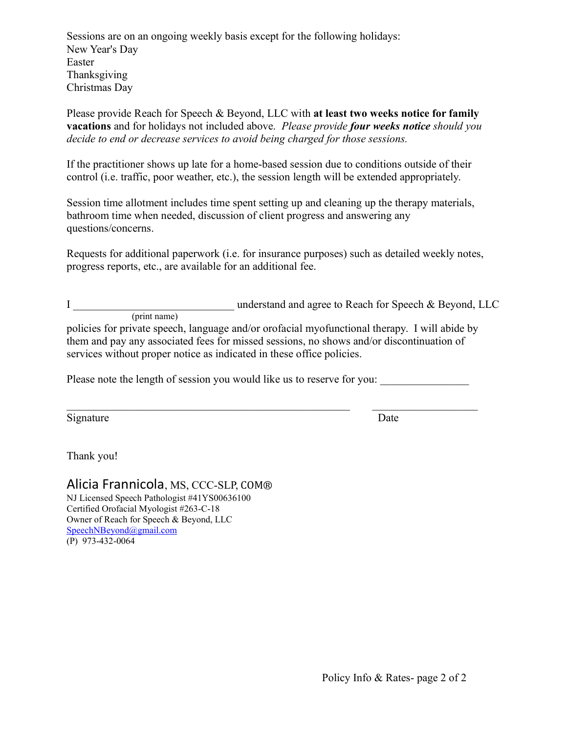Sessions are on an ongoing weekly basis except for the following holidays:
New Year's Day
Easter
Thanksgiving
Christmas Day

Please provide Reach for Speech & Beyond, LLC with **at least two weeks notice for family vacations** and for holidays not included above. *Please provide **four weeks notice** should you decide to end or decrease services to avoid being charged for those sessions.*

If the practitioner shows up late for a home-based session due to conditions outside of their control (i.e. traffic, poor weather, etc.), the session length will be extended appropriately.

Session time allotment includes time spent setting up and cleaning up the therapy materials, bathroom time when needed, discussion of client progress and answering any questions/concerns.

Requests for additional paperwork (i.e. for insurance purposes) such as detailed weekly notes, progress reports, etc., are available for an additional fee.

I ____________________________ understand and agree to Reach for Speech & Beyond, LLC
(print name)
policies for private speech, language and/or orofacial myofunctional therapy. I will abide by them and pay any associated fees for missed sessions, no shows and/or discontinuation of services without proper notice as indicated in these office policies.

Please note the length of session you would like us to reserve for you: _______________

_____________________________________________ ___________________
Signature Date

Thank you!

Alicia Frannicola, MS, CCC-SLP, COM®
NJ Licensed Speech Pathologist #41YS00636100
Certified Orofacial Myologist #263-C-18
Owner of Reach for Speech & Beyond, LLC
SpeechNBeyond@gmail.com
(P) 973-432-0064